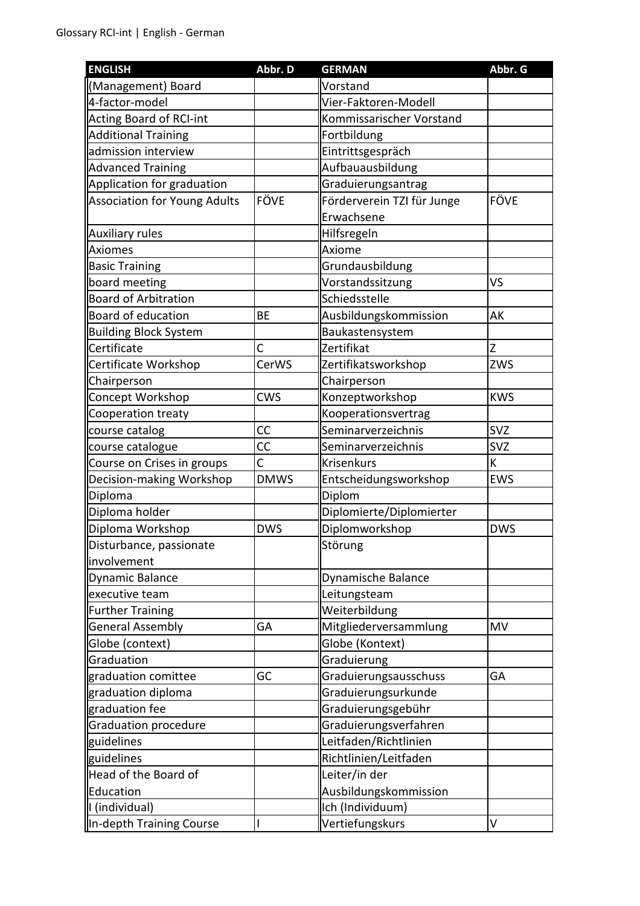Glossary RCI-int | English - German

| ENGLISH | Abbr. D | GERMAN | Abbr. G |
|---|---|---|---|
| (Management) Board | | Vorstand | |
| 4-factor-model | | Vier-Faktoren-Modell | |
| Acting Board of RCI-int | | Kommissarischer Vorstand | |
| Additional Training | | Fortbildung | |
| admission interview | | Eintrittsgespräch | |
| Advanced Training | | Aufbauausbildung | |
| Application for graduation | | Graduierungsantrag | |
| Association for Young Adults | FÖVE | Förderverein TZI für Junge Erwachsene | FÖVE |
| Auxiliary rules | | Hilfsregeln | |
| Axiomes | | Axiome | |
| Basic Training | | Grundausbildung | |
| board meeting | | Vorstandssitzung | VS |
| Board of Arbitration | | Schiedsstelle | |
| Board of education | BE | Ausbildungskommission | AK |
| Building Block System | | Baukastensystem | |
| Certificate | C | Zertifikat | Z |
| Certificate Workshop | CerWS | Zertifikatsworkshop | ZWS |
| Chairperson | | Chairperson | |
| Concept Workshop | CWS | Konzeptworkshop | KWS |
| Cooperation treaty | | Kooperationsvertrag | |
| course catalog | CC | Seminarverzeichnis | SVZ |
| course catalogue | CC | Seminarverzeichnis | SVZ |
| Course on Crises in groups | C | Krisenkurs | K |
| Decision-making Workshop | DMWS | Entscheidungsworkshop | EWS |
| Diploma | | Diplom | |
| Diploma holder | | Diplomierte/Diplomierter | |
| Diploma Workshop | DWS | Diplomworkshop | DWS |
| Disturbance, passionate involvement | | Störung | |
| Dynamic Balance | | Dynamische Balance | |
| executive team | | Leitungsteam | |
| Further Training | | Weiterbildung | |
| General Assembly | GA | Mitgliederversammlung | MV |
| Globe (context) | | Globe (Kontext) | |
| Graduation | | Graduierung | |
| graduation comittee | GC | Graduierungsausschuss | GA |
| graduation diploma | | Graduierungsurkunde | |
| graduation fee | | Graduierungsgebühr | |
| Graduation procedure | | Graduierungsverfahren | |
| guidelines | | Leitfaden/Richtlinien | |
| guidelines | | Richtlinien/Leitfaden | |
| Head of the Board of Education | | Leiter/in der Ausbildungskommission | |
| I (individual) | | Ich (Individuum) | |
| In-depth Training Course | I | Vertiefungskurs | V |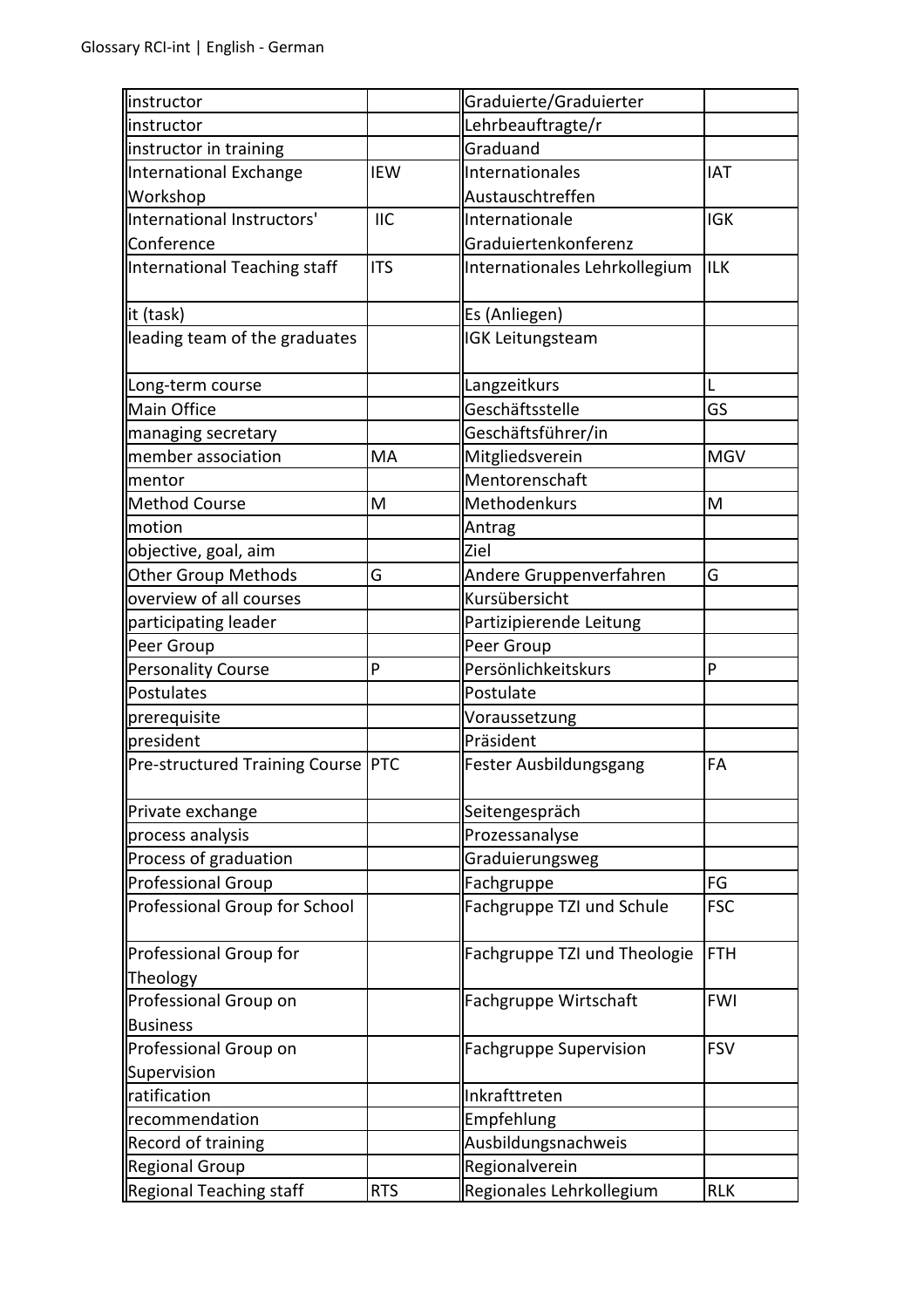| instructor | | Graduierte/Graduierter | |
|---|---|---|---|
| instructor | | Lehrbeauftragte/r | |
| instructor in training | | Graduand | |
| International Exchange Workshop | IEW | Internationales Austauschtreffen | IAT |
| International Instructors' Conference | IIC | Internationale Graduiertenkonferenz | IGK |
| International Teaching staff | ITS | Internationales Lehrkollegium | ILK |
| it (task) | | Es (Anliegen) | |
| leading team of the graduates | | IGK Leitungsteam | |
| Long-term course | | Langzeitkurs | L |
| Main Office | | Geschäftsstelle | GS |
| managing secretary | | Geschäftsführer/in | |
| member association | MA | Mitgliedsverein | MGV |
| mentor | | Mentorenschaft | |
| Method Course | M | Methodenkurs | M |
| motion | | Antrag | |
| objective, goal, aim | | Ziel | |
| Other Group Methods | G | Andere Gruppenverfahren | G |
| overview of all courses | | Kursübersicht | |
| participating leader | | Partizipierende Leitung | |
| Peer Group | | Peer Group | |
| Personality Course | P | Persönlichkeitskurs | P |
| Postulates | | Postulate | |
| prerequisite | | Voraussetzung | |
| president | | Präsident | |
| Pre-structured Training Course | PTC | Fester Ausbildungsgang | FA |
| Private exchange | | Seitengespräch | |
| process analysis | | Prozessanalyse | |
| Process of graduation | | Graduierungsweg | |
| Professional Group | | Fachgruppe | FG |
| Professional Group for School | | Fachgruppe TZI und Schule | FSC |
| Professional Group for Theology | | Fachgruppe TZI und Theologie | FTH |
| Professional Group on Business | | Fachgruppe Wirtschaft | FWI |
| Professional Group on Supervision | | Fachgruppe Supervision | FSV |
| ratification | | Inkrafttreten | |
| recommendation | | Empfehlung | |
| Record of training | | Ausbildungsnachweis | |
| Regional Group | | Regionalverein | |
| Regional Teaching staff | RTS | Regionales Lehrkollegium | RLK |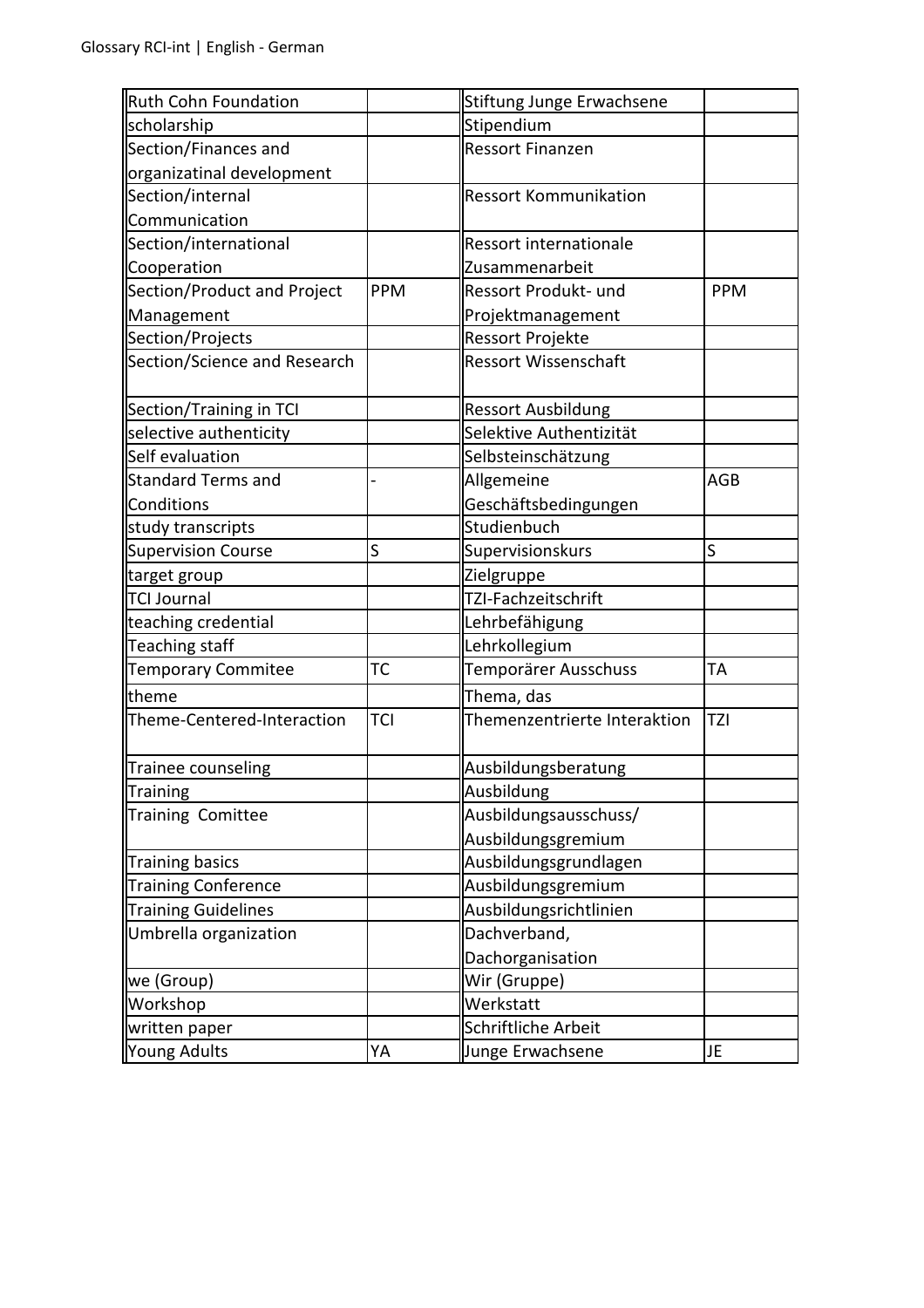| | | | |
|---|---|---|---|
| Ruth Cohn Foundation | | Stiftung Junge Erwachsene | |
| scholarship | | Stipendium | |
| Section/Finances and organizatinal development | | Ressort Finanzen | |
| Section/internal Communication | | Ressort Kommunikation | |
| Section/international Cooperation | | Ressort internationale Zusammenarbeit | |
| Section/Product and Project Management | PPM | Ressort Produkt- und Projektmanagement | PPM |
| Section/Projects | | Ressort Projekte | |
| Section/Science and Research | | Ressort Wissenschaft | |
| Section/Training in TCI | | Ressort Ausbildung | |
| selective authenticity | | Selektive Authentizität | |
| Self evaluation | | Selbsteinschätzung | |
| Standard Terms and Conditions | - | Allgemeine Geschäftsbedingungen | AGB |
| study transcripts | | Studienbuch | |
| Supervision Course | S | Supervisionskurs | S |
| target group | | Zielgruppe | |
| TCI Journal | | TZI-Fachzeitschrift | |
| teaching credential | | Lehrbefähigung | |
| Teaching staff | | Lehrkollegium | |
| Temporary Commitee | TC | Temporärer Ausschuss | TA |
| theme | | Thema, das | |
| Theme-Centered-Interaction | TCI | Themenzentrierte Interaktion | TZI |
| Trainee counseling | | Ausbildungsberatung | |
| Training | | Ausbildung | |
| Training Comittee | | Ausbildungsausschuss/ Ausbildungsgremium | |
| Training basics | | Ausbildungsgrundlagen | |
| Training Conference | | Ausbildungsgremium | |
| Training Guidelines | | Ausbildungsrichtlinien | |
| Umbrella organization | | Dachverband, Dachorganisation | |
| we (Group) | | Wir (Gruppe) | |
| Workshop | | Werkstatt | |
| written paper | | Schriftliche Arbeit | |
| Young Adults | YA | Junge Erwachsene | JE |